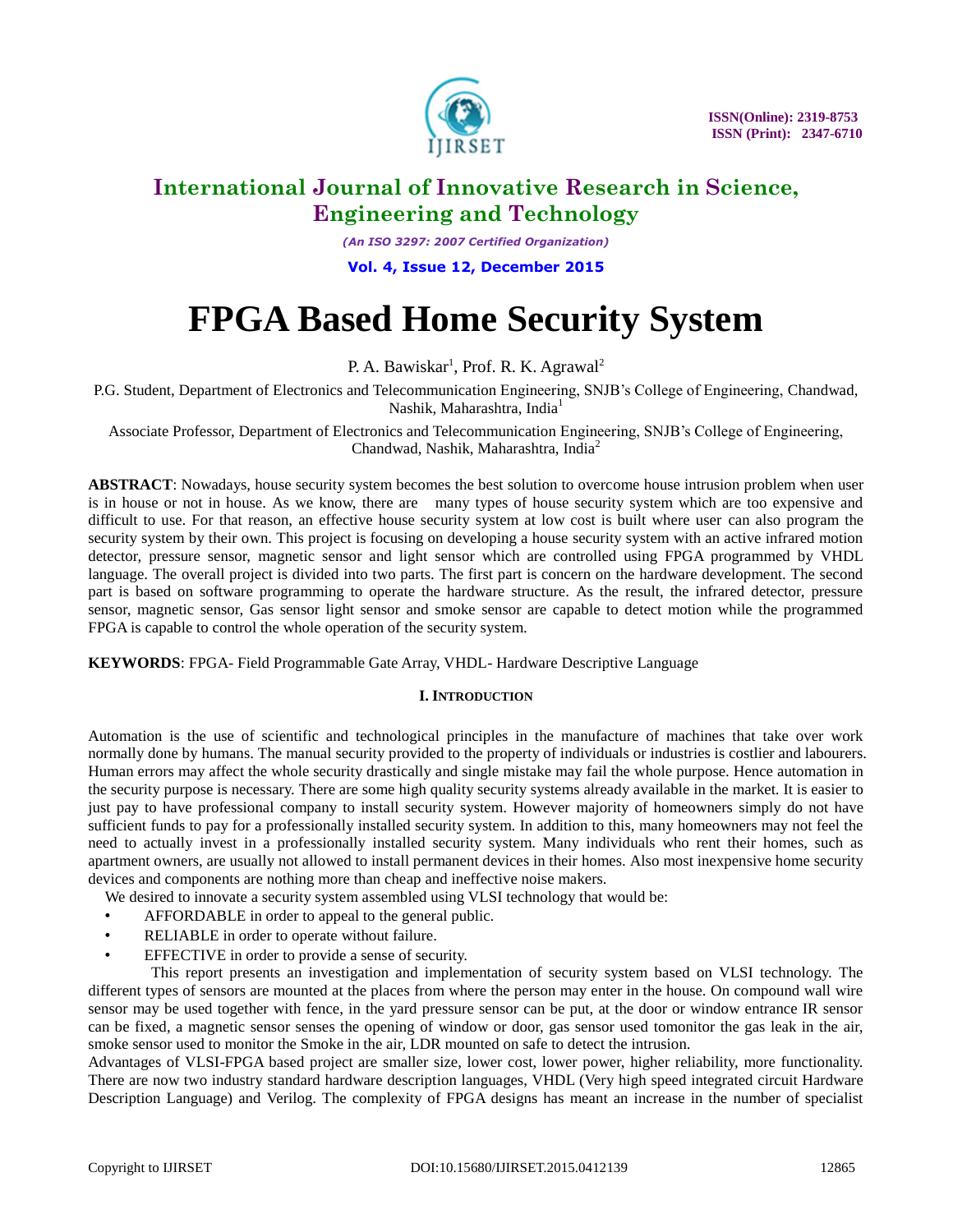# International Journal of Innovative Research in Science, Engineering and Technology

*(An ISO 3297: 2007 Certified Organization)*

**Vol. 4, Issue 12, December 2015**

# FPGA Based Home Security System

P. A. Bawiskar[1], Prof. R. K. Agrawal[2]

P.G. Student, Department of Electronics and Telecommunication Engineering, SNJB's College of Engineering, Chandwad, Nashik, Maharashtra, India[1]

Associate Professor, Department of Electronics and Telecommunication Engineering, SNJB's College of Engineering, Chandwad, Nashik, Maharashtra, India[2]

**ABSTRACT**: Nowadays, house security system becomes the best solution to overcome house intrusion problem when user is in house or not in house. As we know, there are many types of house security system which are too expensive and difficult to use. For that reason, an effective house security system at low cost is built where user can also program the security system by their own. This project is focusing on developing a house security system with an active infrared motion detector, pressure sensor, magnetic sensor and light sensor which are controlled using FPGA programmed by VHDL language. The overall project is divided into two parts. The first part is concern on the hardware development. The second part is based on software programming to operate the hardware structure. As the result, the infrared detector, pressure sensor, magnetic sensor, Gas sensor light sensor and smoke sensor are capable to detect motion while the programmed FPGA is capable to control the whole operation of the security system.

**KEYWORDS**: FPGA- Field Programmable Gate Array, VHDL- Hardware Descriptive Language

## I. Introduction

Automation is the use of scientific and technological principles in the manufacture of machines that take over work normally done by humans. The manual security provided to the property of individuals or industries is costlier and labourers. Human errors may affect the whole security drastically and single mistake may fail the whole purpose. Hence automation in the security purpose is necessary. There are some high quality security systems already available in the market. It is easier to just pay to have professional company to install security system. However majority of homeowners simply do not have sufficient funds to pay for a professionally installed security system. In addition to this, many homeowners may not feel the need to actually invest in a professionally installed security system. Many individuals who rent their homes, such as apartment owners, are usually not allowed to install permanent devices in their homes. Also most inexpensive home security devices and components are nothing more than cheap and ineffective noise makers.

We desired to innovate a security system assembled using VLSI technology that would be:

- AFFORDABLE in order to appeal to the general public.
- RELIABLE in order to operate without failure.
- EFFECTIVE in order to provide a sense of security.

This report presents an investigation and implementation of security system based on VLSI technology. The different types of sensors are mounted at the places from where the person may enter in the house. On compound wall wire sensor may be used together with fence, in the yard pressure sensor can be put, at the door or window entrance IR sensor can be fixed, a magnetic sensor senses the opening of window or door, gas sensor used tomonitor the gas leak in the air, smoke sensor used to monitor the Smoke in the air, LDR mounted on safe to detect the intrusion.

Advantages of VLSI-FPGA based project are smaller size, lower cost, lower power, higher reliability, more functionality. There are now two industry standard hardware description languages, VHDL (Very high speed integrated circuit Hardware Description Language) and Verilog. The complexity of FPGA designs has meant an increase in the number of specialist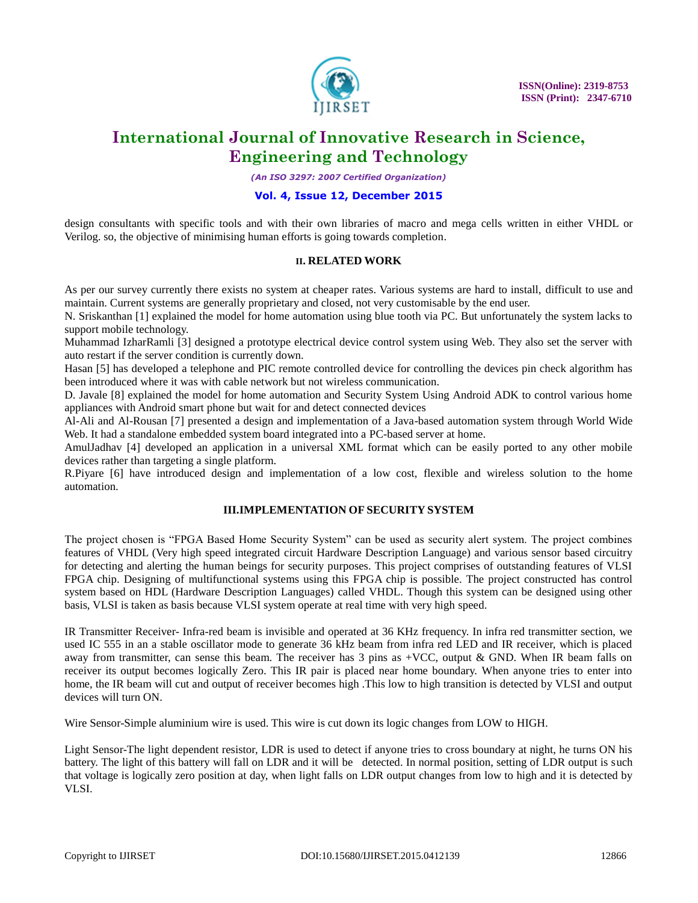design consultants with specific tools and with their own libraries of macro and mega cells written in either VHDL or Verilog. so, the objective of minimising human efforts is going towards completion.

## II. RELATED WORK

As per our survey currently there exists no system at cheaper rates. Various systems are hard to install, difficult to use and maintain. Current systems are generally proprietary and closed, not very customisable by the end user.

N. Sriskanthan [1] explained the model for home automation using blue tooth via PC. But unfortunately the system lacks to support mobile technology.

Muhammad IzharRamli [3] designed a prototype electrical device control system using Web. They also set the server with auto restart if the server condition is currently down.

Hasan [5] has developed a telephone and PIC remote controlled device for controlling the devices pin check algorithm has been introduced where it was with cable network but not wireless communication.

D. Javale [8] explained the model for home automation and Security System Using Android ADK to control various home appliances with Android smart phone but wait for and detect connected devices

Al-Ali and Al-Rousan [7] presented a design and implementation of a Java-based automation system through World Wide Web. It had a standalone embedded system board integrated into a PC-based server at home.

AmulJadhav [4] developed an application in a universal XML format which can be easily ported to any other mobile devices rather than targeting a single platform.

R.Piyare [6] have introduced design and implementation of a low cost, flexible and wireless solution to the home automation.

## III.IMPLEMENTATION OF SECURITY SYSTEM

The project chosen is “FPGA Based Home Security System” can be used as security alert system. The project combines features of VHDL (Very high speed integrated circuit Hardware Description Language) and various sensor based circuitry for detecting and alerting the human beings for security purposes. This project comprises of outstanding features of VLSI FPGA chip. Designing of multifunctional systems using this FPGA chip is possible. The project constructed has control system based on HDL (Hardware Description Languages) called VHDL. Though this system can be designed using other basis, VLSI is taken as basis because VLSI system operate at real time with very high speed.

IR Transmitter Receiver- Infra-red beam is invisible and operated at 36 KHz frequency. In infra red transmitter section, we used IC 555 in an a stable oscillator mode to generate 36 kHz beam from infra red LED and IR receiver, which is placed away from transmitter, can sense this beam. The receiver has 3 pins as +VCC, output & GND. When IR beam falls on receiver its output becomes logically Zero. This IR pair is placed near home boundary. When anyone tries to enter into home, the IR beam will cut and output of receiver becomes high .This low to high transition is detected by VLSI and output devices will turn ON.

Wire Sensor-Simple aluminium wire is used. This wire is cut down its logic changes from LOW to HIGH.

Light Sensor-The light dependent resistor, LDR is used to detect if anyone tries to cross boundary at night, he turns ON his battery. The light of this battery will fall on LDR and it will be detected. In normal position, setting of LDR output is such that voltage is logically zero position at day, when light falls on LDR output changes from low to high and it is detected by VLSI.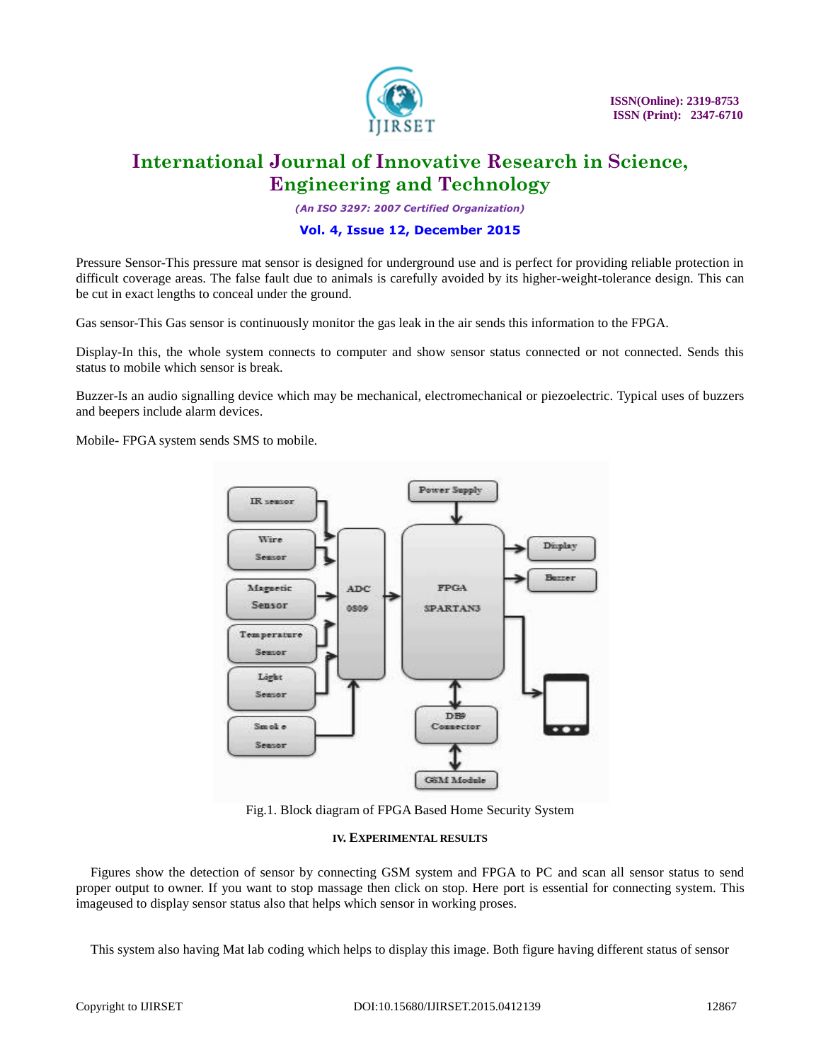Pressure Sensor-This pressure mat sensor is designed for underground use and is perfect for providing reliable protection in difficult coverage areas. The false fault due to animals is carefully avoided by its higher-weight-tolerance design. This can be cut in exact lengths to conceal under the ground.

Gas sensor-This Gas sensor is continuously monitor the gas leak in the air sends this information to the FPGA.

Display-In this, the whole system connects to computer and show sensor status connected or not connected. Sends this status to mobile which sensor is break.

Buzzer-Is an audio signalling device which may be mechanical, electromechanical or piezoelectric. Typical uses of buzzers and beepers include alarm devices.

Mobile- FPGA system sends SMS to mobile.

Fig.1. Block diagram of FPGA Based Home Security System

## IV. EXPERIMENTAL RESULTS

Figures show the detection of sensor by connecting GSM system and FPGA to PC and scan all sensor status to send proper output to owner. If you want to stop massage then click on stop. Here port is essential for connecting system. This imageused to display sensor status also that helps which sensor in working proses.

This system also having Mat lab coding which helps to display this image. Both figure having different status of sensor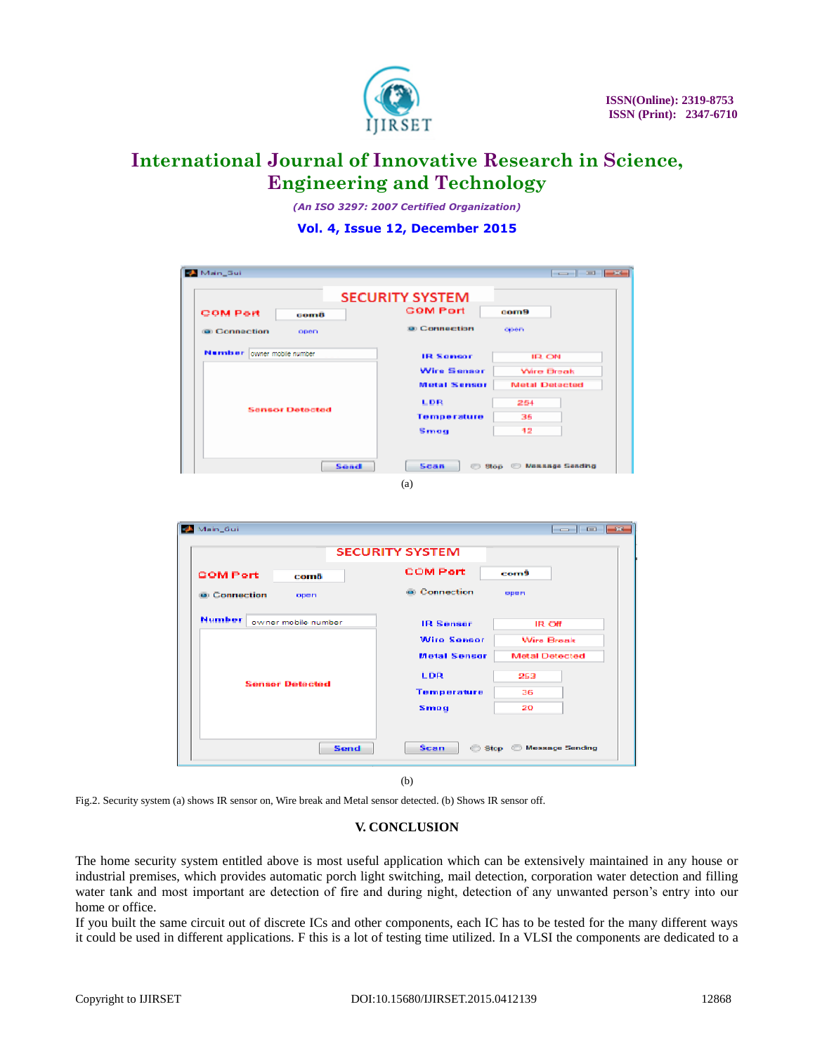(a)

(b)

Fig.2. Security system (a) shows IR sensor on, Wire break and Metal sensor detected. (b) Shows IR sensor off.

## V. CONCLUSION

The home security system entitled above is most useful application which can be extensively maintained in any house or industrial premises, which provides automatic porch light switching, mail detection, corporation water detection and filling water tank and most important are detection of fire and during night, detection of any unwanted person's entry into our home or office.

If you built the same circuit out of discrete ICs and other components, each IC has to be tested for the many different ways it could be used in different applications. F this is a lot of testing time utilized. In a VLSI the components are dedicated to a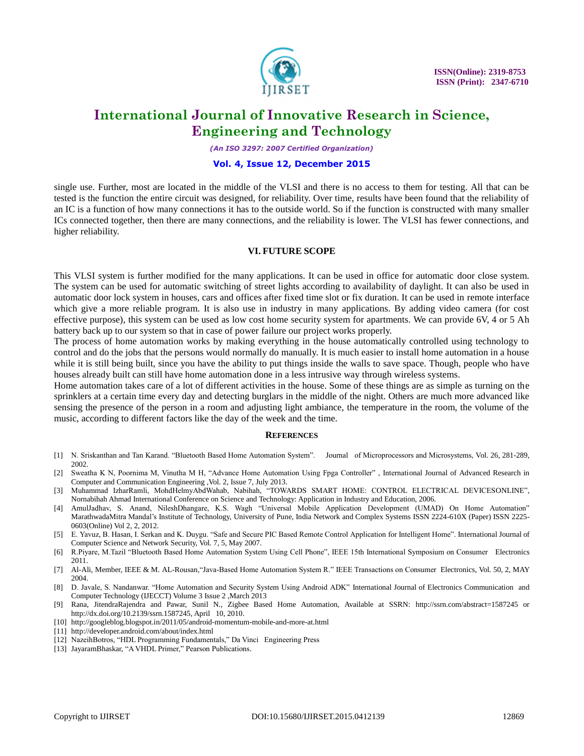single use. Further, most are located in the middle of the VLSI and there is no access to them for testing. All that can be tested is the function the entire circuit was designed, for reliability. Over time, results have been found that the reliability of an IC is a function of how many connections it has to the outside world. So if the function is constructed with many smaller ICs connected together, then there are many connections, and the reliability is lower. The VLSI has fewer connections, and higher reliability.

## VI. FUTURE SCOPE

This VLSI system is further modified for the many applications. It can be used in office for automatic door close system. The system can be used for automatic switching of street lights according to availability of daylight. It can also be used in automatic door lock system in houses, cars and offices after fixed time slot or fix duration. It can be used in remote interface which give a more reliable program. It is also use in industry in many applications. By adding video camera (for cost effective purpose), this system can be used as low cost home security system for apartments. We can provide 6V, 4 or 5 Ah battery back up to our system so that in case of power failure our project works properly.

The process of home automation works by making everything in the house automatically controlled using technology to control and do the jobs that the persons would normally do manually. It is much easier to install home automation in a house while it is still being built, since you have the ability to put things inside the walls to save space. Though, people who have houses already built can still have home automation done in a less intrusive way through wireless systems.

Home automation takes care of a lot of different activities in the house. Some of these things are as simple as turning on the sprinklers at a certain time every day and detecting burglars in the middle of the night. Others are much more advanced like sensing the presence of the person in a room and adjusting light ambiance, the temperature in the room, the volume of the music, according to different factors like the day of the week and the time.

## REFERENCES

[1] N. Sriskanthan and Tan Karand. "Bluetooth Based Home Automation System". Journal of Microprocessors and Microsystems, Vol. 26, 281-289, 2002.

[2] Sweatha K N, Poornima M, Vinutha M H, "Advance Home Automation Using Fpga Controller" , International Journal of Advanced Research in Computer and Communication Engineering ,Vol. 2, Issue 7, July 2013.

[3] Muhammad IzharRamli, MohdHelmyAbdWahab, Nabihah, "TOWARDS SMART HOME: CONTROL ELECTRICAL DEVICESONLINE", Nornabihah Ahmad International Conference on Science and Technology: Application in Industry and Education, 2006.

[4] AmulJadhav, S. Anand, NileshDhangare, K.S. Wagh "Universal Mobile Application Development (UMAD) On Home Automation" MarathwadaMitra Mandal's Institute of Technology, University of Pune, India Network and Complex Systems ISSN 2224-610X (Paper) ISSN 2225-0603(Online) Vol 2, 2, 2012.

[5] E. Yavuz, B. Hasan, I. Serkan and K. Duygu. "Safe and Secure PIC Based Remote Control Application for Intelligent Home". International Journal of Computer Science and Network Security, Vol. 7, 5, May 2007.

[6] R.Piyare, M.Tazil "Bluetooth Based Home Automation System Using Cell Phone", IEEE 15th International Symposium on Consumer Electronics 2011.

[7] Al-Ali, Member, IEEE & M. AL-Rousan,"Java-Based Home Automation System R." IEEE Transactions on Consumer Electronics, Vol. 50, 2, MAY 2004.

[8] D. Javale, S. Nandanwar. "Home Automation and Security System Using Android ADK" International Journal of Electronics Communication and Computer Technology (IJECCT) Volume 3 Issue 2 ,March 2013

[9] Rana, JitendraRajendra and Pawar, Sunil N., Zigbee Based Home Automation, Available at SSRN: http://ssrn.com/abstract=1587245 or http://dx.doi.org/10.2139/ssrn.1587245, April 10, 2010.

[10] http://googleblog.blogspot.in/2011/05/android-momentum-mobile-and-more-at.html

[11] http://developer.android.com/about/index.html

[12] NazeihBotros, "HDL Programming Fundamentals," Da Vinci Engineering Press

[13] JayaramBhaskar, "A VHDL Primer," Pearson Publications.